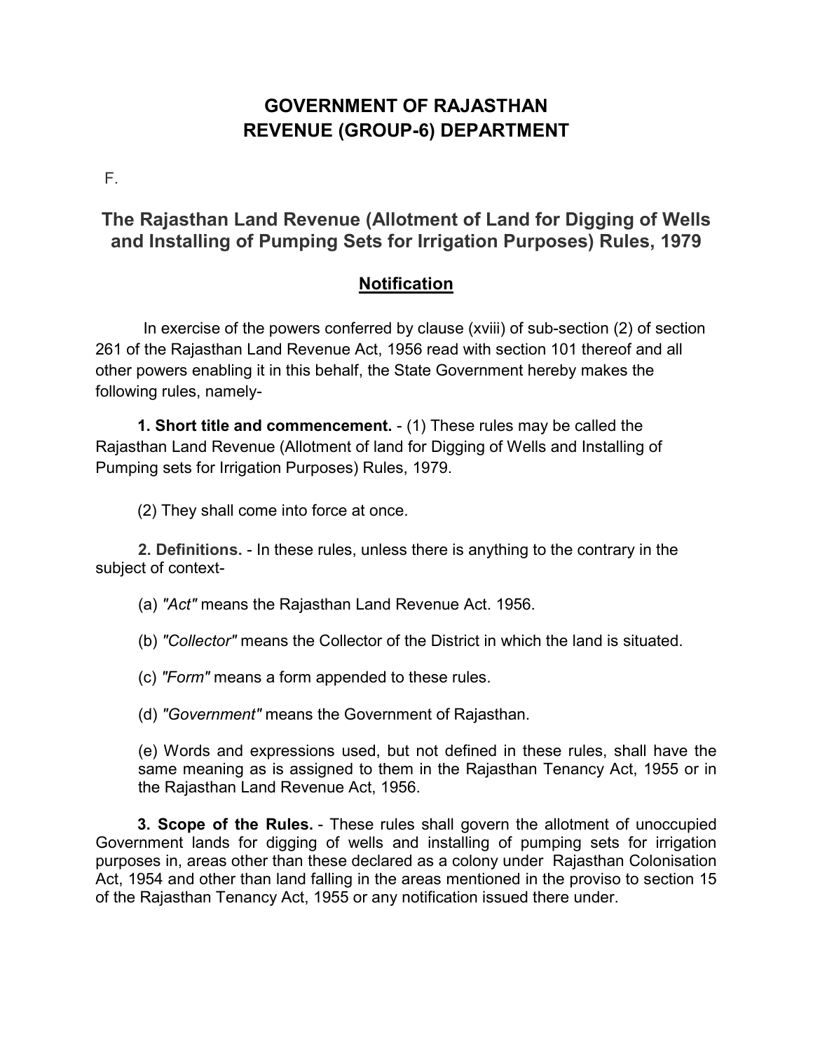# GOVERNMENT OF RAJASTHAN
# REVENUE (GROUP-6) DEPARTMENT

F.

## The Rajasthan Land Revenue (Allotment of Land for Digging of Wells and Installing of Pumping Sets for Irrigation Purposes) Rules, 1979

### Notification

In exercise of the powers conferred by clause (xviii) of sub-section (2) of section 261 of the Rajasthan Land Revenue Act, 1956 read with section 101 thereof and all other powers enabling it in this behalf, the State Government hereby makes the following rules, namely-

**1. Short title and commencement.** - (1) These rules may be called the Rajasthan Land Revenue (Allotment of land for Digging of Wells and Installing of Pumping sets for Irrigation Purposes) Rules, 1979.

(2) They shall come into force at once.

**2. Definitions.** - In these rules, unless there is anything to the contrary in the subject of context-

(a) *"Act"* means the Rajasthan Land Revenue Act. 1956.

(b) *"Collector"* means the Collector of the District in which the land is situated.

(c) *"Form"* means a form appended to these rules.

(d) *"Government"* means the Government of Rajasthan.

(e) Words and expressions used, but not defined in these rules, shall have the same meaning as is assigned to them in the Rajasthan Tenancy Act, 1955 or in the Rajasthan Land Revenue Act, 1956.

**3. Scope of the Rules.** - These rules shall govern the allotment of unoccupied Government lands for digging of wells and installing of pumping sets for irrigation purposes in, areas other than these declared as a colony under Rajasthan Colonisation Act, 1954 and other than land falling in the areas mentioned in the proviso to section 15 of the Rajasthan Tenancy Act, 1955 or any notification issued there under.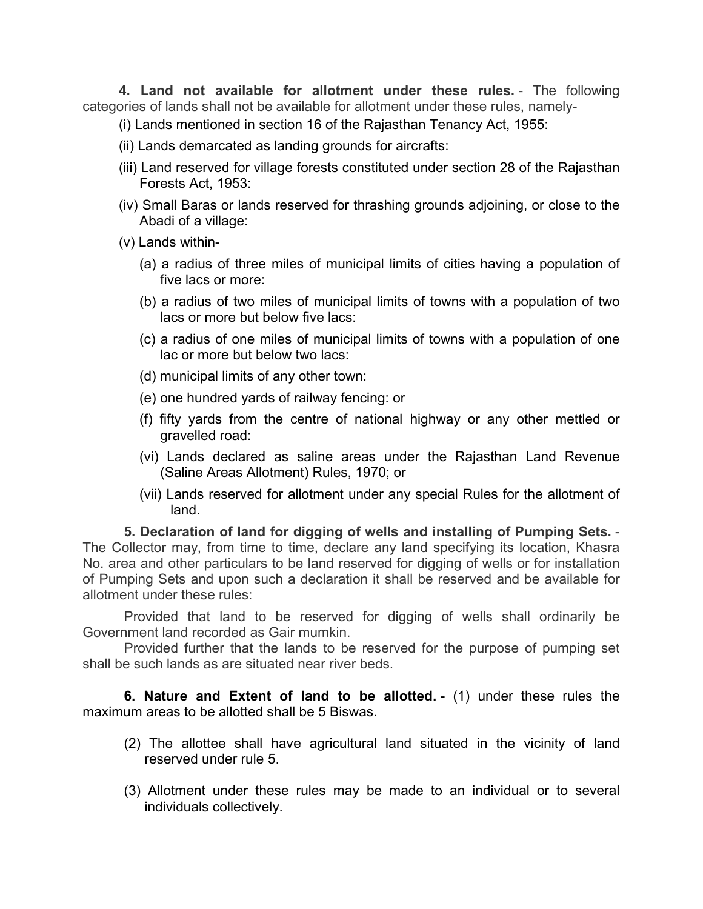**4. Land not available for allotment under these rules.** - The following categories of lands shall not be available for allotment under these rules, namely-

(i) Lands mentioned in section 16 of the Rajasthan Tenancy Act, 1955:

(ii) Lands demarcated as landing grounds for aircrafts:

(iii) Land reserved for village forests constituted under section 28 of the Rajasthan Forests Act, 1953:

(iv) Small Baras or lands reserved for thrashing grounds adjoining, or close to the Abadi of a village:

(v) Lands within-

(a) a radius of three miles of municipal limits of cities having a population of five lacs or more:

(b) a radius of two miles of municipal limits of towns with a population of two lacs or more but below five lacs:

(c) a radius of one miles of municipal limits of towns with a population of one lac or more but below two lacs:

(d) municipal limits of any other town:

(e) one hundred yards of railway fencing: or

(f) fifty yards from the centre of national highway or any other mettled or gravelled road:

(vi) Lands declared as saline areas under the Rajasthan Land Revenue (Saline Areas Allotment) Rules, 1970; or

(vii) Lands reserved for allotment under any special Rules for the allotment of land.

**5. Declaration of land for digging of wells and installing of Pumping Sets.** - The Collector may, from time to time, declare any land specifying its location, Khasra No. area and other particulars to be land reserved for digging of wells or for installation of Pumping Sets and upon such a declaration it shall be reserved and be available for allotment under these rules:

Provided that land to be reserved for digging of wells shall ordinarily be Government land recorded as Gair mumkin.

Provided further that the lands to be reserved for the purpose of pumping set shall be such lands as are situated near river beds.

**6. Nature and Extent of land to be allotted.** - (1) under these rules the maximum areas to be allotted shall be 5 Biswas.

(2) The allottee shall have agricultural land situated in the vicinity of land reserved under rule 5.

(3) Allotment under these rules may be made to an individual or to several individuals collectively.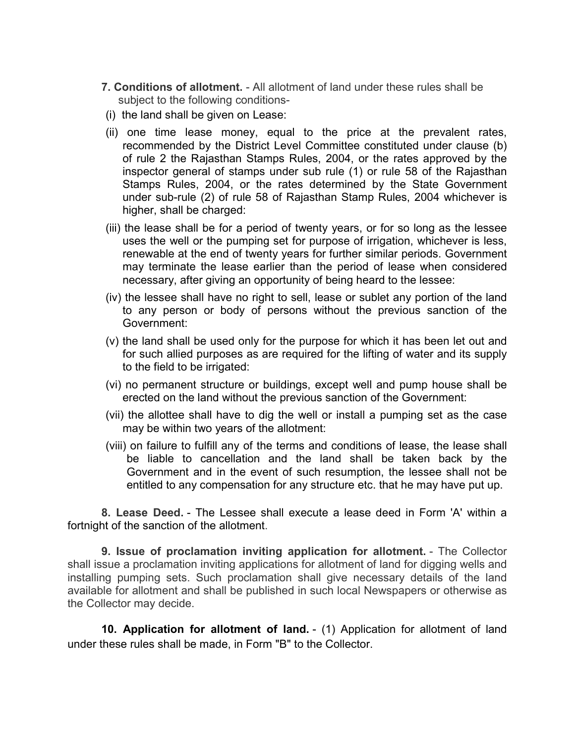**7. Conditions of allotment.** - All allotment of land under these rules shall be subject to the following conditions-

(i) the land shall be given on Lease:

(ii) one time lease money, equal to the price at the prevalent rates, recommended by the District Level Committee constituted under clause (b) of rule 2 the Rajasthan Stamps Rules, 2004, or the rates approved by the inspector general of stamps under sub rule (1) or rule 58 of the Rajasthan Stamps Rules, 2004, or the rates determined by the State Government under sub-rule (2) of rule 58 of Rajasthan Stamp Rules, 2004 whichever is higher, shall be charged:

(iii) the lease shall be for a period of twenty years, or for so long as the lessee uses the well or the pumping set for purpose of irrigation, whichever is less, renewable at the end of twenty years for further similar periods. Government may terminate the lease earlier than the period of lease when considered necessary, after giving an opportunity of being heard to the lessee:

(iv) the lessee shall have no right to sell, lease or sublet any portion of the land to any person or body of persons without the previous sanction of the Government:

(v) the land shall be used only for the purpose for which it has been let out and for such allied purposes as are required for the lifting of water and its supply to the field to be irrigated:

(vi) no permanent structure or buildings, except well and pump house shall be erected on the land without the previous sanction of the Government:

(vii) the allottee shall have to dig the well or install a pumping set as the case may be within two years of the allotment:

(viii) on failure to fulfill any of the terms and conditions of lease, the lease shall be liable to cancellation and the land shall be taken back by the Government and in the event of such resumption, the lessee shall not be entitled to any compensation for any structure etc. that he may have put up.

**8. Lease Deed.** - The Lessee shall execute a lease deed in Form 'A' within a fortnight of the sanction of the allotment.

**9. Issue of proclamation inviting application for allotment.** - The Collector shall issue a proclamation inviting applications for allotment of land for digging wells and installing pumping sets. Such proclamation shall give necessary details of the land available for allotment and shall be published in such local Newspapers or otherwise as the Collector may decide.

**10. Application for allotment of land.** - (1) Application for allotment of land under these rules shall be made, in Form "B" to the Collector.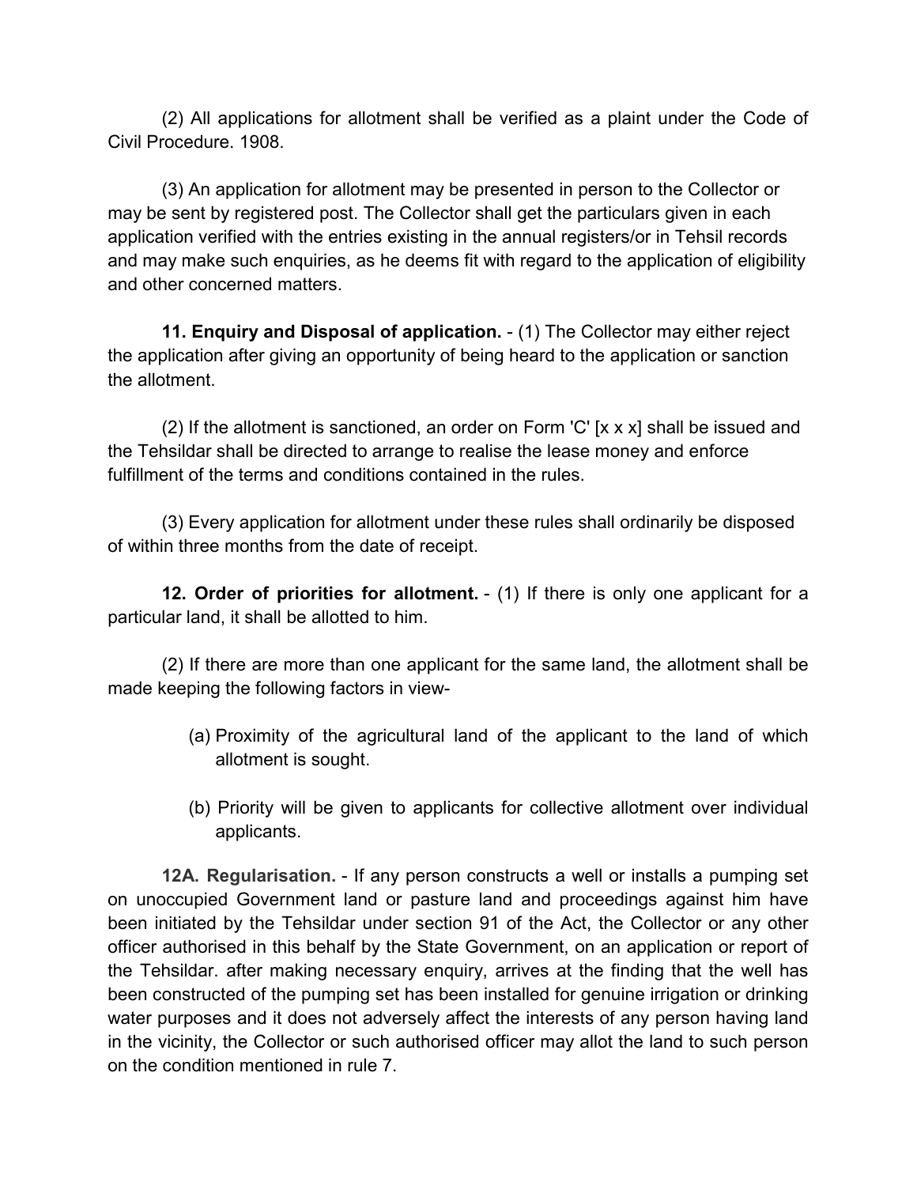(2) All applications for allotment shall be verified as a plaint under the Code of Civil Procedure. 1908.

(3) An application for allotment may be presented in person to the Collector or may be sent by registered post. The Collector shall get the particulars given in each application verified with the entries existing in the annual registers/or in Tehsil records and may make such enquiries, as he deems fit with regard to the application of eligibility and other concerned matters.

**11. Enquiry and Disposal of application.** - (1) The Collector may either reject the application after giving an opportunity of being heard to the application or sanction the allotment.

(2) If the allotment is sanctioned, an order on Form 'C' [x x x] shall be issued and the Tehsildar shall be directed to arrange to realise the lease money and enforce fulfillment of the terms and conditions contained in the rules.

(3) Every application for allotment under these rules shall ordinarily be disposed of within three months from the date of receipt.

**12. Order of priorities for allotment.** - (1) If there is only one applicant for a particular land, it shall be allotted to him.

(2) If there are more than one applicant for the same land, the allotment shall be made keeping the following factors in view-

(a) Proximity of the agricultural land of the applicant to the land of which allotment is sought.

(b) Priority will be given to applicants for collective allotment over individual applicants.

**12A. Regularisation.** - If any person constructs a well or installs a pumping set on unoccupied Government land or pasture land and proceedings against him have been initiated by the Tehsildar under section 91 of the Act, the Collector or any other officer authorised in this behalf by the State Government, on an application or report of the Tehsildar. after making necessary enquiry, arrives at the finding that the well has been constructed of the pumping set has been installed for genuine irrigation or drinking water purposes and it does not adversely affect the interests of any person having land in the vicinity, the Collector or such authorised officer may allot the land to such person on the condition mentioned in rule 7.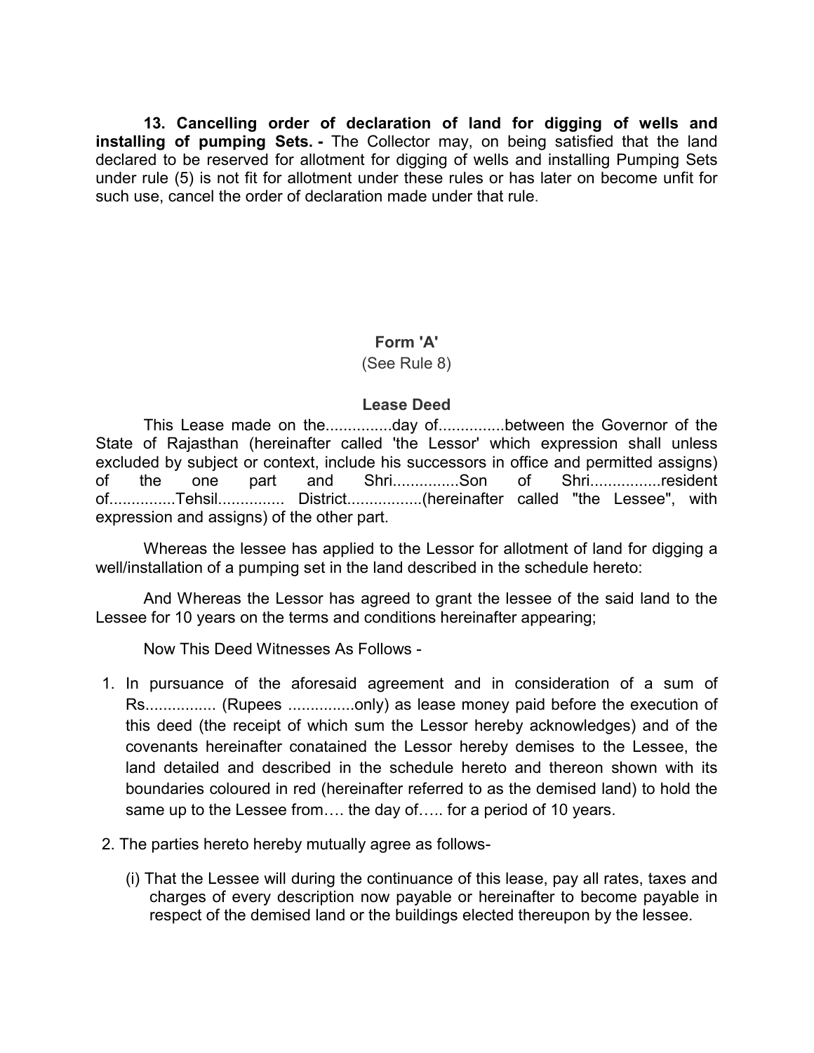**13. Cancelling order of declaration of land for digging of wells and installing of pumping Sets. -** The Collector may, on being satisfied that the land declared to be reserved for allotment for digging of wells and installing Pumping Sets under rule (5) is not fit for allotment under these rules or has later on become unfit for such use, cancel the order of declaration made under that rule.

**Form 'A'**

(See Rule 8)

**Lease Deed**

This Lease made on the...............day of...............between the Governor of the State of Rajasthan (hereinafter called 'the Lessor' which expression shall unless excluded by subject or context, include his successors in office and permitted assigns) of the one part and Shri..............Son of Shri................resident of..............Tehsil............... District.................(hereinafter called "the Lessee", with expression and assigns) of the other part.

Whereas the lessee has applied to the Lessor for allotment of land for digging a well/installation of a pumping set in the land described in the schedule hereto:

And Whereas the Lessor has agreed to grant the lessee of the said land to the Lessee for 10 years on the terms and conditions hereinafter appearing;

Now This Deed Witnesses As Follows -

1. In pursuance of the aforesaid agreement and in consideration of a sum of Rs................ (Rupees ...............only) as lease money paid before the execution of this deed (the receipt of which sum the Lessor hereby acknowledges) and of the covenants hereinafter conatained the Lessor hereby demises to the Lessee, the land detailed and described in the schedule hereto and thereon shown with its boundaries coloured in red (hereinafter referred to as the demised land) to hold the same up to the Lessee from…. the day of….. for a period of 10 years.

2. The parties hereto hereby mutually agree as follows-

   (i) That the Lessee will during the continuance of this lease, pay all rates, taxes and charges of every description now payable or hereinafter to become payable in respect of the demised land or the buildings elected thereupon by the lessee.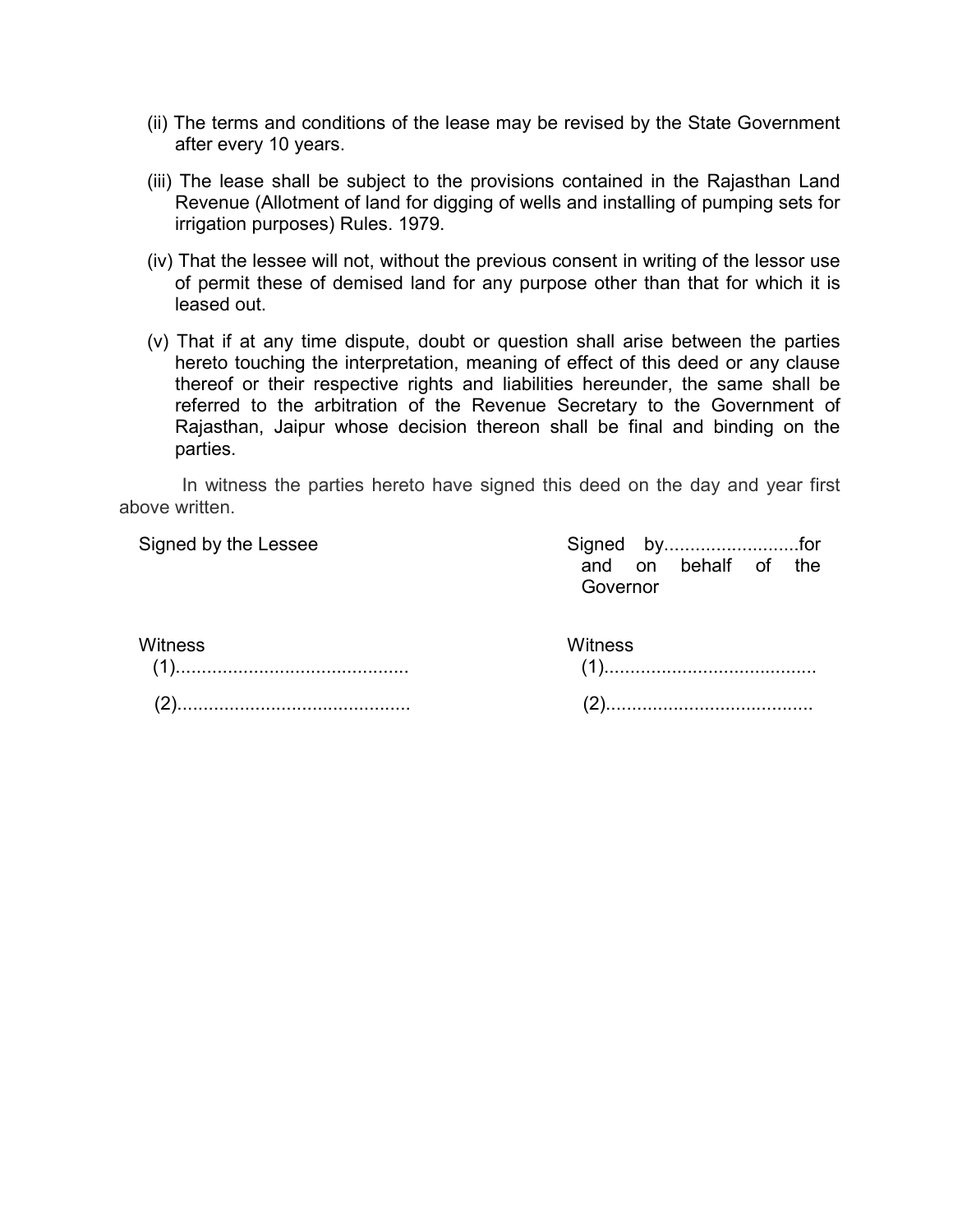(ii) The terms and conditions of the lease may be revised by the State Government after every 10 years.

(iii) The lease shall be subject to the provisions contained in the Rajasthan Land Revenue (Allotment of land for digging of wells and installing of pumping sets for irrigation purposes) Rules. 1979.

(iv) That the lessee will not, without the previous consent in writing of the lessor use of permit these of demised land for any purpose other than that for which it is leased out.

(v) That if at any time dispute, doubt or question shall arise between the parties hereto touching the interpretation, meaning of effect of this deed or any clause thereof or their respective rights and liabilities hereunder, the same shall be referred to the arbitration of the Revenue Secretary to the Government of Rajasthan, Jaipur whose decision thereon shall be final and binding on the parties.

In witness the parties hereto have signed this deed on the day and year first above written.

Signed by the Lessee

Witness
(1).............................................
(2).............................................

Signed by..........................for and on behalf of the Governor

Witness
(1)........................................
(2)........................................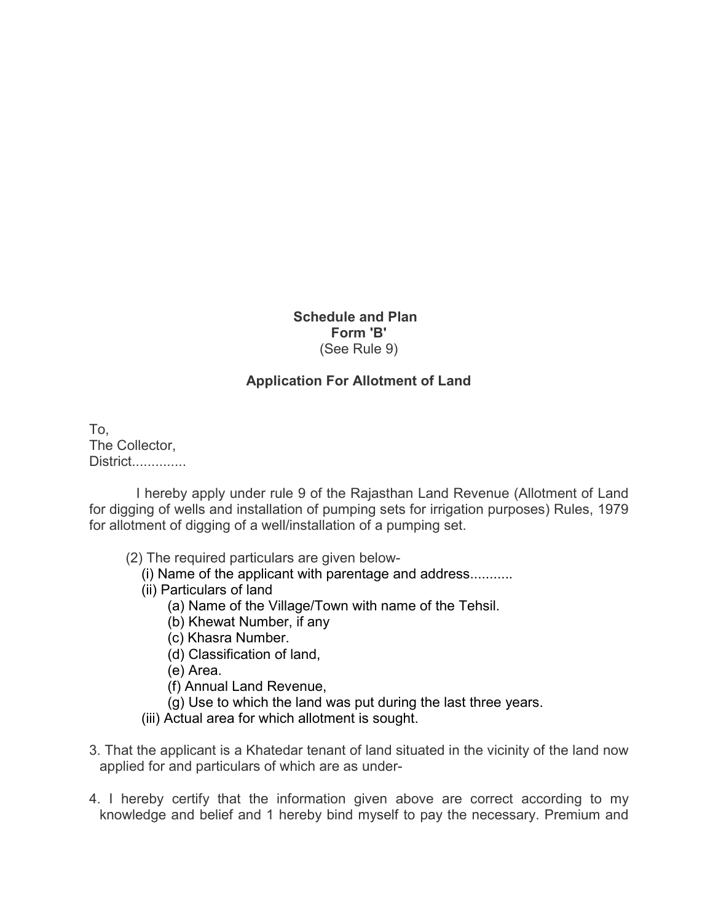**Schedule and Plan**
**Form 'B'**
(See Rule 9)

**Application For Allotment of Land**

To,
The Collector,
District..............

I hereby apply under rule 9 of the Rajasthan Land Revenue (Allotment of Land for digging of wells and installation of pumping sets for irrigation purposes) Rules, 1979 for allotment of digging of a well/installation of a pumping set.

(2) The required particulars are given below-

(i) Name of the applicant with parentage and address...........

(ii) Particulars of land

(a) Name of the Village/Town with name of the Tehsil.

(b) Khewat Number, if any

(c) Khasra Number.

(d) Classification of land,

(e) Area.

(f) Annual Land Revenue,

(g) Use to which the land was put during the last three years.

(iii) Actual area for which allotment is sought.

3. That the applicant is a Khatedar tenant of land situated in the vicinity of the land now applied for and particulars of which are as under-

4. I hereby certify that the information given above are correct according to my knowledge and belief and 1 hereby bind myself to pay the necessary. Premium and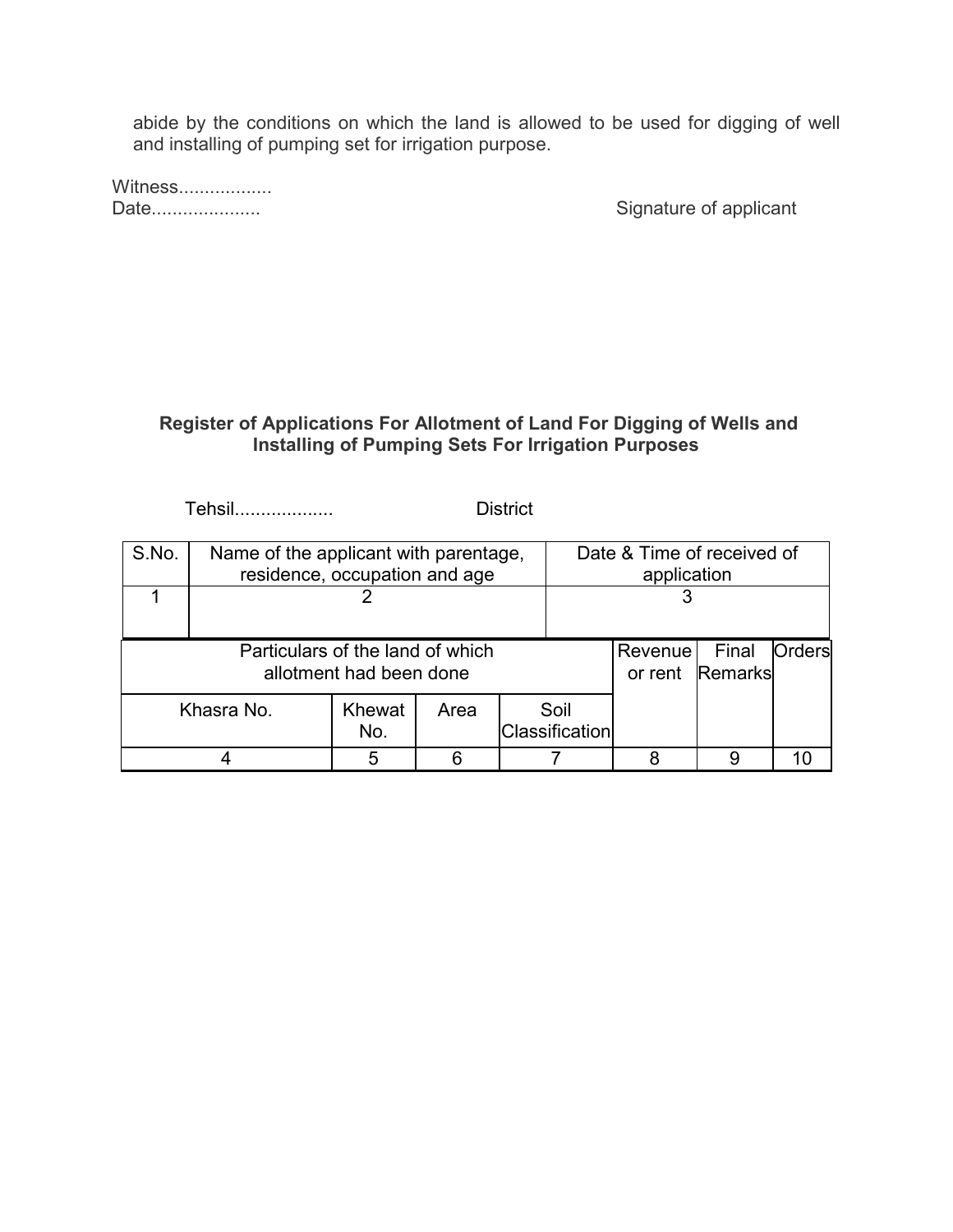abide by the conditions on which the land is allowed to be used for digging of well and installing of pumping set for irrigation purpose.

Witness.................
Date....................

Signature of applicant

**Register of Applications For Allotment of Land For Digging of Wells and Installing of Pumping Sets For Irrigation Purposes**

Tehsil.................. District

| S.No. | Name of the applicant with parentage, residence, occupation and age | Date & Time of received of application |
|---|---|---|
| 1 | 2 | 3 |

| Particulars of the land of which allotment had been done | | | | Revenue or rent | Final Remarks | Orders |
|---|---|---|---|---|---|---|
| Khasra No. | Khewat No. | Area | Soil Classification | | | |
| 4 | 5 | 6 | 7 | 8 | 9 | 10 |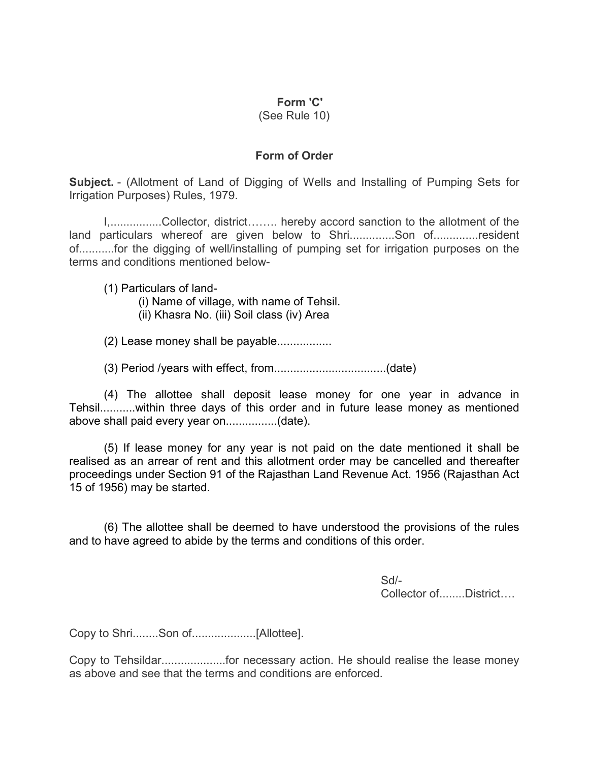**Form 'C'**

(See Rule 10)

**Form of Order**

**Subject.** - (Allotment of Land of Digging of Wells and Installing of Pumping Sets for Irrigation Purposes) Rules, 1979.

I,................Collector, district…….. hereby accord sanction to the allotment of the land particulars whereof are given below to Shri.............Son of.............resident of...........for the digging of well/installing of pumping set for irrigation purposes on the terms and conditions mentioned below-

(1) Particulars of land-

(i) Name of village, with name of Tehsil.

(ii) Khasra No. (iii) Soil class (iv) Area

(2) Lease money shall be payable.................

(3) Period /years with effect, from..................................(date)

(4) The allottee shall deposit lease money for one year in advance in Tehsil...........within three days of this order and in future lease money as mentioned above shall paid every year on................(date).

(5) If lease money for any year is not paid on the date mentioned it shall be realised as an arrear of rent and this allotment order may be cancelled and thereafter proceedings under Section 91 of the Rajasthan Land Revenue Act. 1956 (Rajasthan Act 15 of 1956) may be started.

(6) The allottee shall be deemed to have understood the provisions of the rules and to have agreed to abide by the terms and conditions of this order.

Sd/-

Collector of........District….

Copy to Shri........Son of....................[Allottee].

Copy to Tehsildar....................for necessary action. He should realise the lease money as above and see that the terms and conditions are enforced.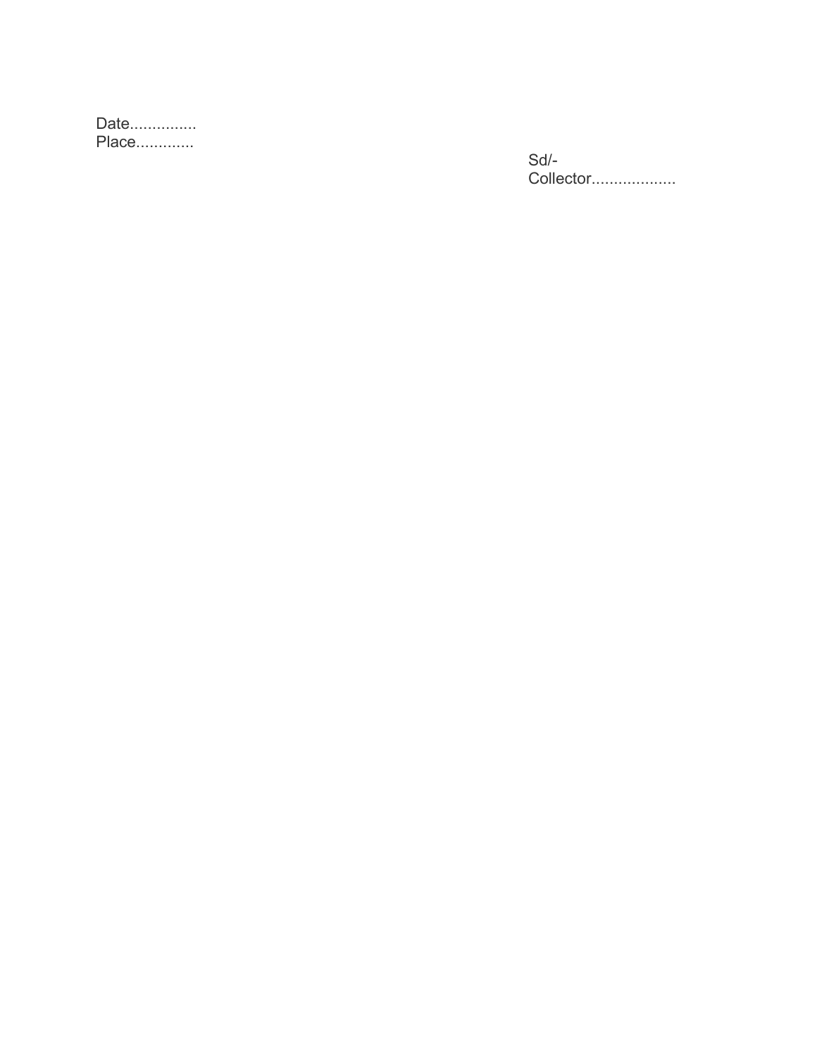Date...............
Place.............

Sd/-
Collector..................